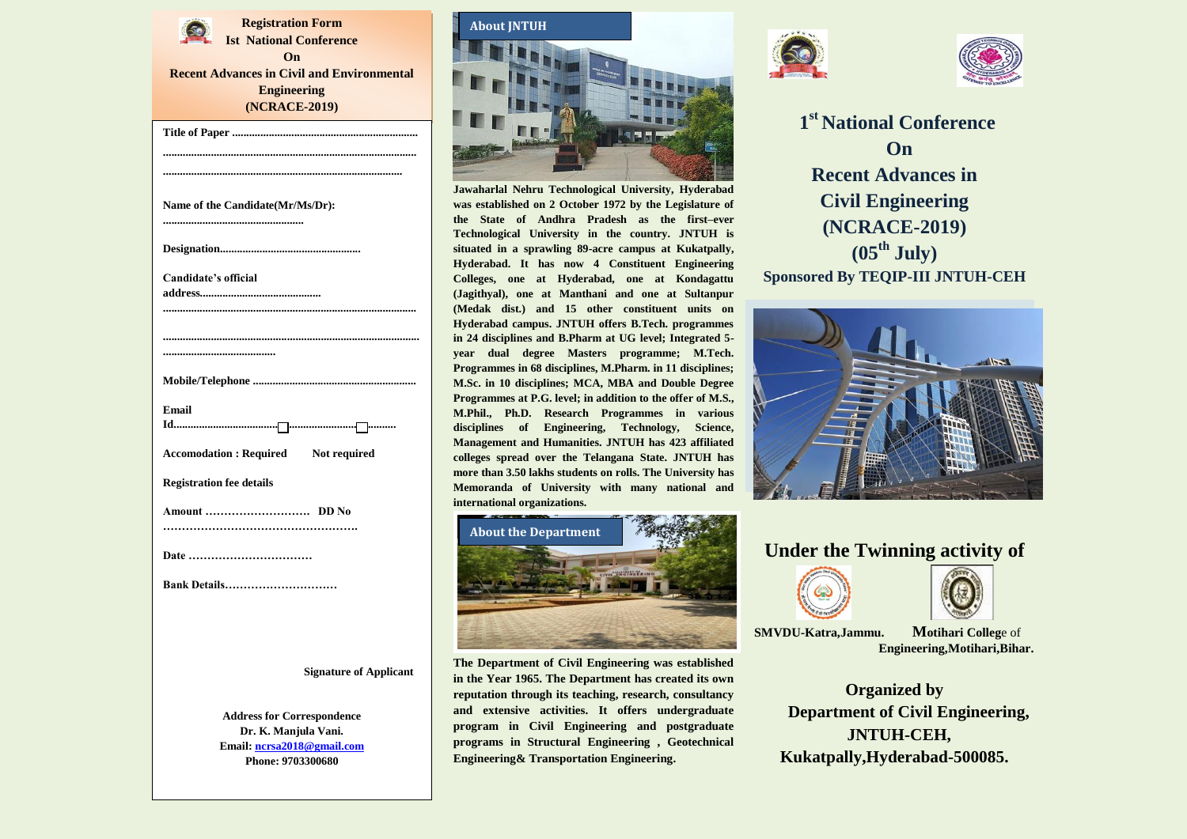# Registration Form
## Ist National Conference On Recent Advances in Civil and Environmental Engineering (NCRACE-2019)

**Title of Paper** ..................................................................

..................................................................................

..................................................................................

**Name of the Candidate(Mr/Ms/Dr):** ..................................................

**Designation**..................................................

**Candidate's official address**..........................................

..................................................................................

..................................................................................

........................................

**Mobile/Telephone** ..........................................................

**Email Id**.................................... ☐ ....................... ☐ .........

**Accomodation : Required** ☐ **Not required** ☐

**Registration fee details**

**Amount** ……………………… **DD No** …………………………………………….

**Date** ……………………………

**Bank Details**…………………………

**Signature of Applicant**

**Address for Correspondence**
**Dr. K. Manjula Vani.**
**Email: ncrsa2018@gmail.com**
**Phone: 9703300680**

## About JNTUH

**Jawaharlal Nehru Technological University, Hyderabad was established on 2 October 1972 by the Legislature of the State of Andhra Pradesh as the first–ever Technological University in the country. JNTUH is situated in a sprawling 89-acre campus at Kukatpally, Hyderabad. It has now 4 Constituent Engineering Colleges, one at Hyderabad, one at Kondagattu (Jagithyal), one at Manthani and one at Sultanpur (Medak dist.) and 15 other constituent units on Hyderabad campus. JNTUH offers B.Tech. programmes in 24 disciplines and B.Pharm at UG level; Integrated 5-year dual degree Masters programme; M.Tech. Programmes in 68 disciplines, M.Pharm. in 11 disciplines; M.Sc. in 10 disciplines; MCA, MBA and Double Degree Programmes at P.G. level; in addition to the offer of M.S., M.Phil., Ph.D. Research Programmes in various disciplines of Engineering, Technology, Science, Management and Humanities. JNTUH has 423 affiliated colleges spread over the Telangana State. JNTUH has more than 3.50 lakhs students on rolls. The University has Memoranda of University with many national and international organizations.**

## About the Department

**The Department of Civil Engineering was established in the Year 1965. The Department has created its own reputation through its teaching, research, consultancy and extensive activities. It offers undergraduate program in Civil Engineering and postgraduate programs in Structural Engineering , Geotechnical Engineering& Transportation Engineering.**

# 1st National Conference On Recent Advances in Civil Engineering (NCRACE-2019) (05th July)

**Sponsored By TEQIP-III JNTUH-CEH**

## Under the Twinning activity of

**SMVDU-Katra,Jammu.** **Motihari College of Engineering,Motihari,Bihar.**

**Organized by**
**Department of Civil Engineering,**
**JNTUH-CEH,**
**Kukatpally,Hyderabad-500085.**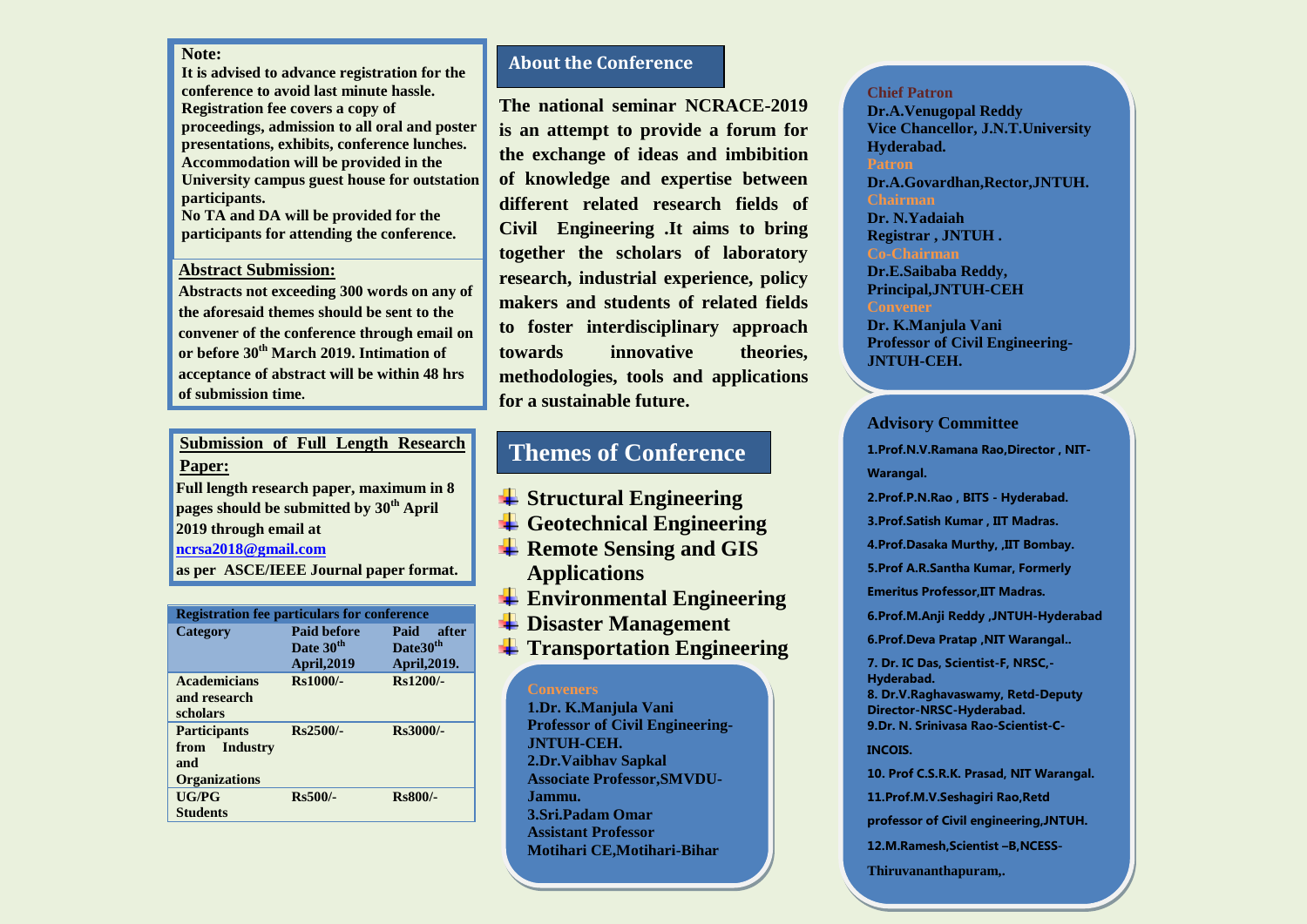**Note:**

**It is advised to advance registration for the conference to avoid last minute hassle. Registration fee covers a copy of proceedings, admission to all oral and poster presentations, exhibits, conference lunches. Accommodation will be provided in the University campus guest house for outstation participants.**

**No TA and DA will be provided for the participants for attending the conference.**

**Abstract Submission:**

**Abstracts not exceeding 300 words on any of the aforesaid themes should be sent to the convener of the conference through email on or before 30th March 2019. Intimation of acceptance of abstract will be within 48 hrs of submission time.**

**Submission of Full Length Research Paper:**

**Full length research paper, maximum in 8 pages should be submitted by 30th April 2019 through email at [ncrsa2018@gmail.com](mailto:ncrsa2018@gmail.com) as per ASCE/IEEE Journal paper format.**

**Registration fee particulars for conference**

| Category | Paid before Date 30th April,2019 | Paid after Date30th April,2019. |
|---|---|---|
| Academicians and research scholars | Rs1000/- | Rs1200/- |
| Participants from Industry and Organizations | Rs2500/- | Rs3000/- |
| UG/PG Students | Rs500/- | Rs800/- |

## About the Conference

**The national seminar NCRACE-2019 is an attempt to provide a forum for the exchange of ideas and imbibition of knowledge and expertise between different related research fields of Civil Engineering .It aims to bring together the scholars of laboratory research, industrial experience, policy makers and students of related fields to foster interdisciplinary approach towards innovative theories, methodologies, tools and applications for a sustainable future.**

## Themes of Conference

- **Structural Engineering**
- **Geotechnical Engineering**
- **Remote Sensing and GIS Applications**
- **Environmental Engineering**
- **Disaster Management**
- **Transportation Engineering**

**Conveners**

**1.Dr. K.Manjula Vani**
**Professor of Civil Engineering-JNTUH-CEH.**
**2.Dr.Vaibhav Sapkal**
**Associate Professor,SMVDU-Jammu.**
**3.Sri.Padam Omar**
**Assistant Professor**
**Motihari CE,Motihari-Bihar**

**Chief Patron**
**Dr.A.Venugopal Reddy**
**Vice Chancellor, J.N.T.University Hyderabad.**

**Patron**
**Dr.A.Govardhan,Rector,JNTUH.**

**Chairman**
**Dr. N.Yadaiah**
**Registrar , JNTUH .**

**Co-Chairman**
**Dr.E.Saibaba Reddy,**
**Principal,JNTUH-CEH**

**Convener**
**Dr. K.Manjula Vani**
**Professor of Civil Engineering-JNTUH-CEH.**

**Advisory Committee**

1.Prof.N.V.Ramana Rao,Director , NIT-Warangal.

2.Prof.P.N.Rao , BITS - Hyderabad.

3.Prof.Satish Kumar , IIT Madras.

4.Prof.Dasaka Murthy, ,IIT Bombay.

5.Prof A.R.Santha Kumar, Formerly Emeritus Professor,IIT Madras.

6.Prof.M.Anji Reddy ,JNTUH-Hyderabad

6.Prof.Deva Pratap ,NIT Warangal..

7. Dr. IC Das, Scientist-F, NRSC,-Hyderabad.

8. Dr.V.Raghavaswamy, Retd-Deputy Director-NRSC-Hyderabad.

9.Dr. N. Srinivasa Rao-Scientist-C-INCOIS.

10. Prof C.S.R.K. Prasad, NIT Warangal.

11.Prof.M.V.Seshagiri Rao,Retd professor of Civil engineering,JNTUH.

12.M.Ramesh,Scientist –B,NCESS-Thiruvananthapuram,.